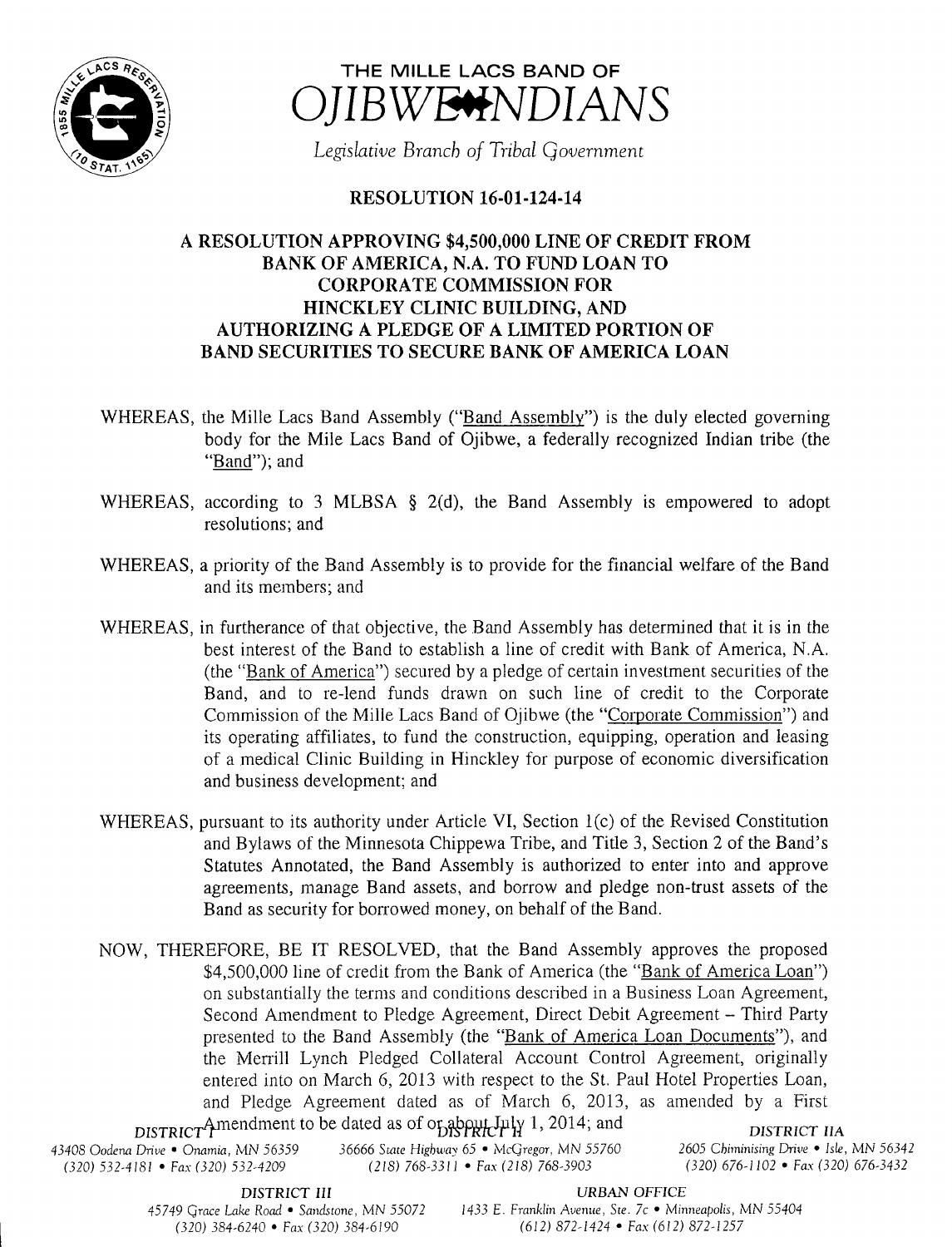# THE MILLE LACS BAND OF OJIBWE INDIANS

*Legislative Branch of Tribal Government*

## RESOLUTION 16-01-124-14

## A RESOLUTION APPROVING $4,500,000 LINE OF CREDIT FROM BANK OF AMERICA, N.A. TO FUND LOAN TO CORPORATE COMMISSION FOR HINCKLEY CLINIC BUILDING, AND AUTHORIZING A PLEDGE OF A LIMITED PORTION OF BAND SECURITIES TO SECURE BANK OF AMERICA LOAN

WHEREAS, the Mille Lacs Band Assembly ("Band Assembly") is the duly elected governing body for the Mile Lacs Band of Ojibwe, a federally recognized Indian tribe (the "Band"); and

WHEREAS, according to 3 MLBSA § 2(d), the Band Assembly is empowered to adopt resolutions; and

WHEREAS, a priority of the Band Assembly is to provide for the financial welfare of the Band and its members; and

WHEREAS, in furtherance of that objective, the Band Assembly has determined that it is in the best interest of the Band to establish a line of credit with Bank of America, N.A. (the "Bank of America") secured by a pledge of certain investment securities of the Band, and to re-lend funds drawn on such line of credit to the Corporate Commission of the Mille Lacs Band of Ojibwe (the "Corporate Commission") and its operating affiliates, to fund the construction, equipping, operation and leasing of a medical Clinic Building in Hinckley for purpose of economic diversification and business development; and

WHEREAS, pursuant to its authority under Article VI, Section 1(c) of the Revised Constitution and Bylaws of the Minnesota Chippewa Tribe, and Title 3, Section 2 of the Band's Statutes Annotated, the Band Assembly is authorized to enter into and approve agreements, manage Band assets, and borrow and pledge non-trust assets of the Band as security for borrowed money, on behalf of the Band.

NOW, THEREFORE, BE IT RESOLVED, that the Band Assembly approves the proposed $4,500,000 line of credit from the Bank of America (the "Bank of America Loan") on substantially the terms and conditions described in a Business Loan Agreement, Second Amendment to Pledge Agreement, Direct Debit Agreement – Third Party presented to the Band Assembly (the "Bank of America Loan Documents"), and the Merrill Lynch Pledged Collateral Account Control Agreement, originally entered into on March 6, 2013 with respect to the St. Paul Hotel Properties Loan, and Pledge Agreement dated as of March 6, 2013, as amended by a First Amendment to be dated as of or about July 1, 2014; and

DISTRICT I
43408 Oodena Drive • Onamia, MN 56359
(320) 532-4181 • Fax (320) 532-4209

DISTRICT II
36666 State Highway 65 • McGregor, MN 55760
(218) 768-3311 • Fax (218) 768-3903

DISTRICT IIA
2605 Chiminising Drive • Isle, MN 56342
(320) 676-1102 • Fax (320) 676-3432

DISTRICT III
45749 Grace Lake Road • Sandstone, MN 55072
(320) 384-6240 • Fax (320) 384-6190

URBAN OFFICE
1433 E. Franklin Avenue, Ste. 7c • Minneapolis, MN 55404
(612) 872-1424 • Fax (612) 872-1257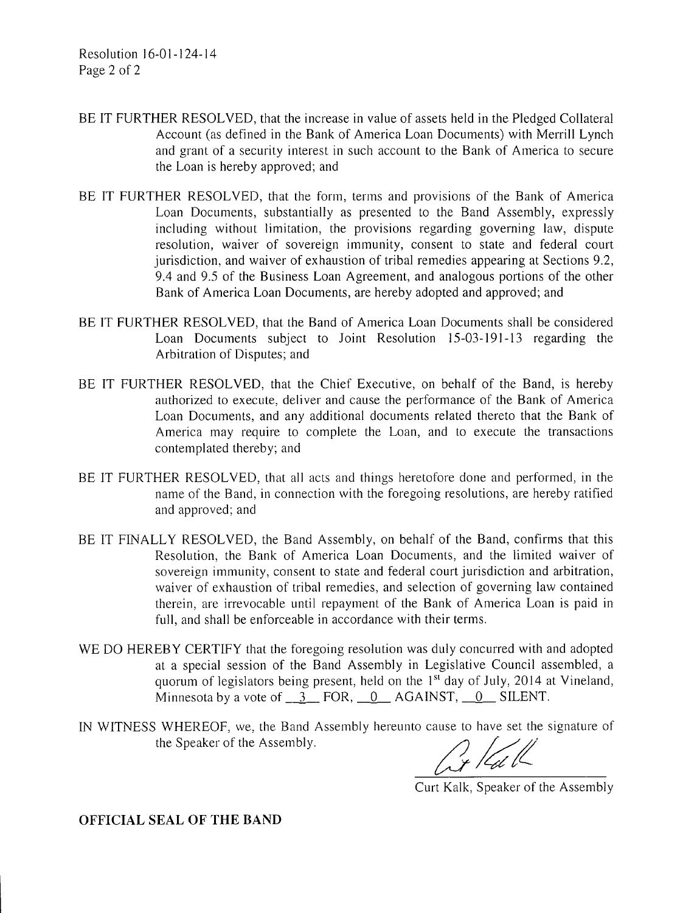BE IT FURTHER RESOLVED, that the increase in value of assets held in the Pledged Collateral Account (as defined in the Bank of America Loan Documents) with Merrill Lynch and grant of a security interest in such account to the Bank of America to secure the Loan is hereby approved; and

BE IT FURTHER RESOLVED, that the form, terms and provisions of the Bank of America Loan Documents, substantially as presented to the Band Assembly, expressly including without limitation, the provisions regarding governing law, dispute resolution, waiver of sovereign immunity, consent to state and federal court jurisdiction, and waiver of exhaustion of tribal remedies appearing at Sections 9.2, 9.4 and 9.5 of the Business Loan Agreement, and analogous portions of the other Bank of America Loan Documents, are hereby adopted and approved; and

BE IT FURTHER RESOLVED, that the Band of America Loan Documents shall be considered Loan Documents subject to Joint Resolution 15-03-191-13 regarding the Arbitration of Disputes; and

BE IT FURTHER RESOLVED, that the Chief Executive, on behalf of the Band, is hereby authorized to execute, deliver and cause the performance of the Bank of America Loan Documents, and any additional documents related thereto that the Bank of America may require to complete the Loan, and to execute the transactions contemplated thereby; and

BE IT FURTHER RESOLVED, that all acts and things heretofore done and performed, in the name of the Band, in connection with the foregoing resolutions, are hereby ratified and approved; and

BE IT FINALLY RESOLVED, the Band Assembly, on behalf of the Band, confirms that this Resolution, the Bank of America Loan Documents, and the limited waiver of sovereign immunity, consent to state and federal court jurisdiction and arbitration, waiver of exhaustion of tribal remedies, and selection of governing law contained therein, are irrevocable until repayment of the Bank of America Loan is paid in full, and shall be enforceable in accordance with their terms.

WE DO HEREBY CERTIFY that the foregoing resolution was duly concurred with and adopted at a special session of the Band Assembly in Legislative Council assembled, a quorum of legislators being present, held on the 1st day of July, 2014 at Vineland, Minnesota by a vote of 3 FOR, 0 AGAINST, 0 SILENT.

IN WITNESS WHEREOF, we, the Band Assembly hereunto cause to have set the signature of the Speaker of the Assembly.

Curt Kalk, Speaker of the Assembly

**OFFICIAL SEAL OF THE BAND**